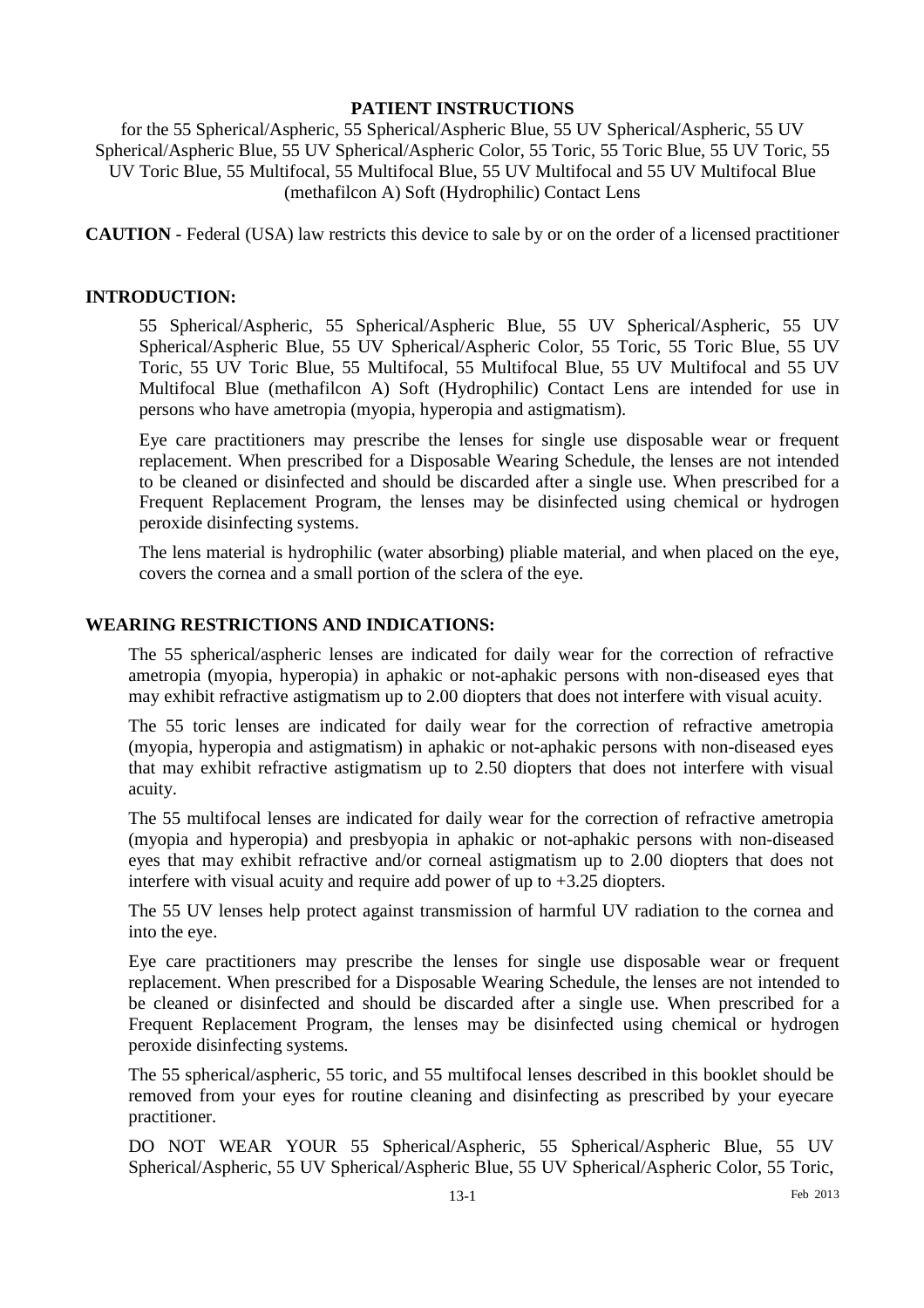# PATIENT INSTRUCTIONS

for the 55 Spherical/Aspheric, 55 Spherical/Aspheric Blue, 55 UV Spherical/Aspheric, 55 UV Spherical/Aspheric Blue, 55 UV Spherical/Aspheric Color, 55 Toric, 55 Toric Blue, 55 UV Toric, 55 UV Toric Blue, 55 Multifocal, 55 Multifocal Blue, 55 UV Multifocal and 55 UV Multifocal Blue (methafilcon A) Soft (Hydrophilic) Contact Lens

**CAUTION** - Federal (USA) law restricts this device to sale by or on the order of a licensed practitioner

## INTRODUCTION:

55 Spherical/Aspheric, 55 Spherical/Aspheric Blue, 55 UV Spherical/Aspheric, 55 UV Spherical/Aspheric Blue, 55 UV Spherical/Aspheric Color, 55 Toric, 55 Toric Blue, 55 UV Toric, 55 UV Toric Blue, 55 Multifocal, 55 Multifocal Blue, 55 UV Multifocal and 55 UV Multifocal Blue (methafilcon A) Soft (Hydrophilic) Contact Lens are intended for use in persons who have ametropia (myopia, hyperopia and astigmatism).

Eye care practitioners may prescribe the lenses for single use disposable wear or frequent replacement. When prescribed for a Disposable Wearing Schedule, the lenses are not intended to be cleaned or disinfected and should be discarded after a single use. When prescribed for a Frequent Replacement Program, the lenses may be disinfected using chemical or hydrogen peroxide disinfecting systems.

The lens material is hydrophilic (water absorbing) pliable material, and when placed on the eye, covers the cornea and a small portion of the sclera of the eye.

## WEARING RESTRICTIONS AND INDICATIONS:

The 55 spherical/aspheric lenses are indicated for daily wear for the correction of refractive ametropia (myopia, hyperopia) in aphakic or not-aphakic persons with non-diseased eyes that may exhibit refractive astigmatism up to 2.00 diopters that does not interfere with visual acuity.

The 55 toric lenses are indicated for daily wear for the correction of refractive ametropia (myopia, hyperopia and astigmatism) in aphakic or not-aphakic persons with non-diseased eyes that may exhibit refractive astigmatism up to 2.50 diopters that does not interfere with visual acuity.

The 55 multifocal lenses are indicated for daily wear for the correction of refractive ametropia (myopia and hyperopia) and presbyopia in aphakic or not-aphakic persons with non-diseased eyes that may exhibit refractive and/or corneal astigmatism up to 2.00 diopters that does not interfere with visual acuity and require add power of up to +3.25 diopters.

The 55 UV lenses help protect against transmission of harmful UV radiation to the cornea and into the eye.

Eye care practitioners may prescribe the lenses for single use disposable wear or frequent replacement. When prescribed for a Disposable Wearing Schedule, the lenses are not intended to be cleaned or disinfected and should be discarded after a single use. When prescribed for a Frequent Replacement Program, the lenses may be disinfected using chemical or hydrogen peroxide disinfecting systems.

The 55 spherical/aspheric, 55 toric, and 55 multifocal lenses described in this booklet should be removed from your eyes for routine cleaning and disinfecting as prescribed by your eyecare practitioner.

DO NOT WEAR YOUR 55 Spherical/Aspheric, 55 Spherical/Aspheric Blue, 55 UV Spherical/Aspheric, 55 UV Spherical/Aspheric Blue, 55 UV Spherical/Aspheric Color, 55 Toric,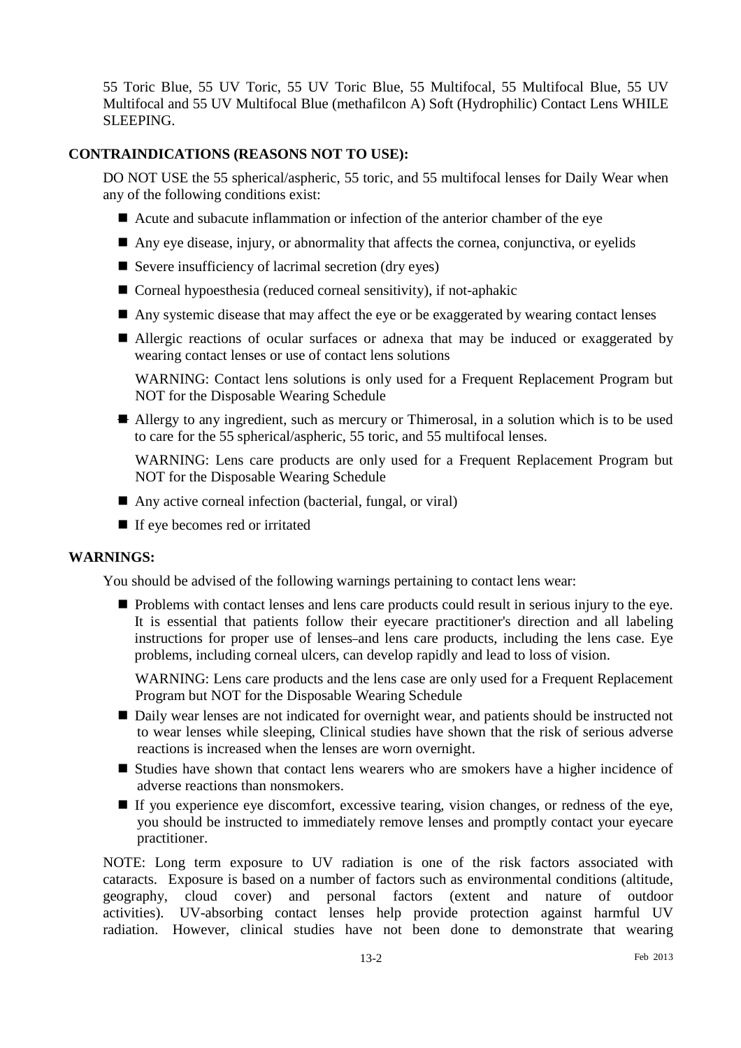55 Toric Blue, 55 UV Toric, 55 UV Toric Blue, 55 Multifocal, 55 Multifocal Blue, 55 UV Multifocal and 55 UV Multifocal Blue (methafilcon A) Soft (Hydrophilic) Contact Lens WHILE SLEEPING.

**CONTRAINDICATIONS (REASONS NOT TO USE):**

DO NOT USE the 55 spherical/aspheric, 55 toric, and 55 multifocal lenses for Daily Wear when any of the following conditions exist:

- Acute and subacute inflammation or infection of the anterior chamber of the eye
- Any eye disease, injury, or abnormality that affects the cornea, conjunctiva, or eyelids
- Severe insufficiency of lacrimal secretion (dry eyes)
- Corneal hypoesthesia (reduced corneal sensitivity), if not-aphakic
- Any systemic disease that may affect the eye or be exaggerated by wearing contact lenses
- Allergic reactions of ocular surfaces or adnexa that may be induced or exaggerated by wearing contact lenses or use of contact lens solutions

  WARNING: Contact lens solutions is only used for a Frequent Replacement Program but NOT for the Disposable Wearing Schedule

- Allergy to any ingredient, such as mercury or Thimerosal, in a solution which is to be used to care for the 55 spherical/aspheric, 55 toric, and 55 multifocal lenses.

  WARNING: Lens care products are only used for a Frequent Replacement Program but NOT for the Disposable Wearing Schedule

- Any active corneal infection (bacterial, fungal, or viral)
- If eye becomes red or irritated

**WARNINGS:**

You should be advised of the following warnings pertaining to contact lens wear:

- Problems with contact lenses and lens care products could result in serious injury to the eye. It is essential that patients follow their eyecare practitioner's direction and all labeling instructions for proper use of lenses and lens care products, including the lens case. Eye problems, including corneal ulcers, can develop rapidly and lead to loss of vision.

  WARNING: Lens care products and the lens case are only used for a Frequent Replacement Program but NOT for the Disposable Wearing Schedule

- Daily wear lenses are not indicated for overnight wear, and patients should be instructed not to wear lenses while sleeping, Clinical studies have shown that the risk of serious adverse reactions is increased when the lenses are worn overnight.
- Studies have shown that contact lens wearers who are smokers have a higher incidence of adverse reactions than nonsmokers.
- If you experience eye discomfort, excessive tearing, vision changes, or redness of the eye, you should be instructed to immediately remove lenses and promptly contact your eyecare practitioner.

NOTE: Long term exposure to UV radiation is one of the risk factors associated with cataracts. Exposure is based on a number of factors such as environmental conditions (altitude, geography, cloud cover) and personal factors (extent and nature of outdoor activities). UV-absorbing contact lenses help provide protection against harmful UV radiation. However, clinical studies have not been done to demonstrate that wearing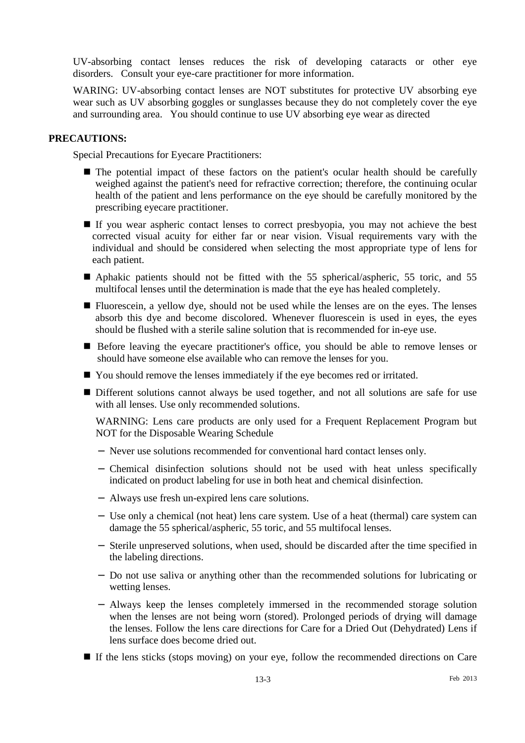UV-absorbing contact lenses reduces the risk of developing cataracts or other eye disorders. Consult your eye-care practitioner for more information.

WARING: UV-absorbing contact lenses are NOT substitutes for protective UV absorbing eye wear such as UV absorbing goggles or sunglasses because they do not completely cover the eye and surrounding area. You should continue to use UV absorbing eye wear as directed

**PRECAUTIONS:**

Special Precautions for Eyecare Practitioners:

- The potential impact of these factors on the patient's ocular health should be carefully weighed against the patient's need for refractive correction; therefore, the continuing ocular health of the patient and lens performance on the eye should be carefully monitored by the prescribing eyecare practitioner.
- If you wear aspheric contact lenses to correct presbyopia, you may not achieve the best corrected visual acuity for either far or near vision. Visual requirements vary with the individual and should be considered when selecting the most appropriate type of lens for each patient.
- Aphakic patients should not be fitted with the 55 spherical/aspheric, 55 toric, and 55 multifocal lenses until the determination is made that the eye has healed completely.
- Fluorescein, a yellow dye, should not be used while the lenses are on the eyes. The lenses absorb this dye and become discolored. Whenever fluorescein is used in eyes, the eyes should be flushed with a sterile saline solution that is recommended for in-eye use.
- Before leaving the eyecare practitioner's office, you should be able to remove lenses or should have someone else available who can remove the lenses for you.
- You should remove the lenses immediately if the eye becomes red or irritated.
- Different solutions cannot always be used together, and not all solutions are safe for use with all lenses. Use only recommended solutions.

  WARNING: Lens care products are only used for a Frequent Replacement Program but NOT for the Disposable Wearing Schedule

  - Never use solutions recommended for conventional hard contact lenses only.
  - Chemical disinfection solutions should not be used with heat unless specifically indicated on product labeling for use in both heat and chemical disinfection.
  - Always use fresh un-expired lens care solutions.
  - Use only a chemical (not heat) lens care system. Use of a heat (thermal) care system can damage the 55 spherical/aspheric, 55 toric, and 55 multifocal lenses.
  - Sterile unpreserved solutions, when used, should be discarded after the time specified in the labeling directions.
  - Do not use saliva or anything other than the recommended solutions for lubricating or wetting lenses.
  - Always keep the lenses completely immersed in the recommended storage solution when the lenses are not being worn (stored). Prolonged periods of drying will damage the lenses. Follow the lens care directions for Care for a Dried Out (Dehydrated) Lens if lens surface does become dried out.
- If the lens sticks (stops moving) on your eye, follow the recommended directions on Care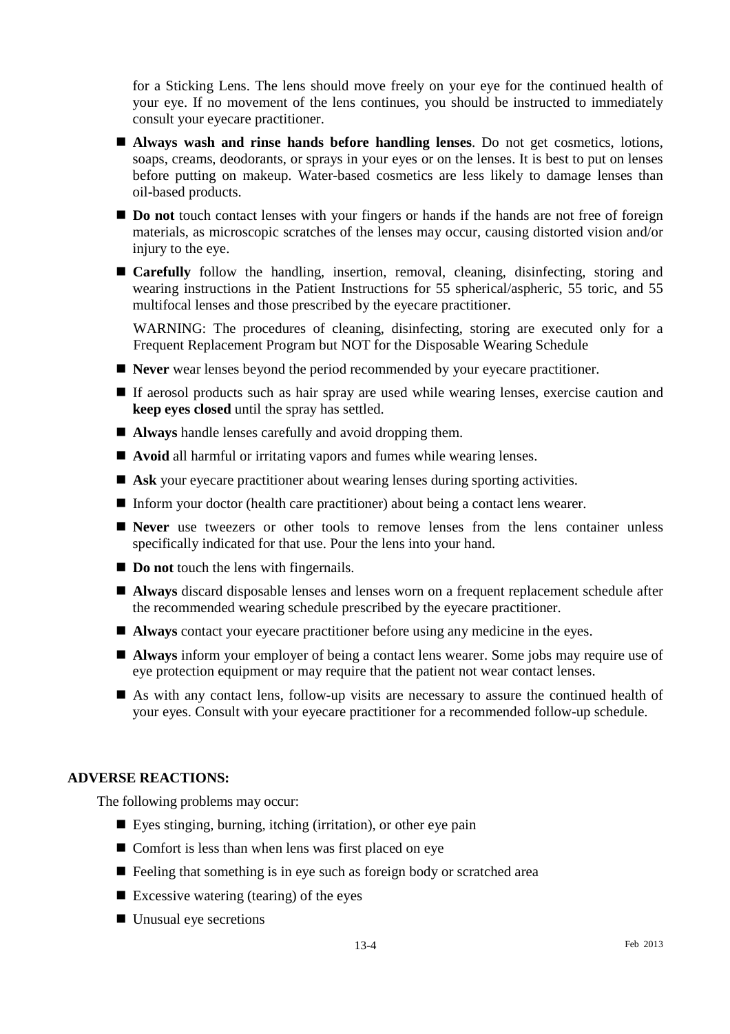for a Sticking Lens. The lens should move freely on your eye for the continued health of your eye. If no movement of the lens continues, you should be instructed to immediately consult your eyecare practitioner.

- **Always wash and rinse hands before handling lenses**. Do not get cosmetics, lotions, soaps, creams, deodorants, or sprays in your eyes or on the lenses. It is best to put on lenses before putting on makeup. Water-based cosmetics are less likely to damage lenses than oil-based products.
- **Do not** touch contact lenses with your fingers or hands if the hands are not free of foreign materials, as microscopic scratches of the lenses may occur, causing distorted vision and/or injury to the eye.
- **Carefully** follow the handling, insertion, removal, cleaning, disinfecting, storing and wearing instructions in the Patient Instructions for 55 spherical/aspheric, 55 toric, and 55 multifocal lenses and those prescribed by the eyecare practitioner.

  WARNING: The procedures of cleaning, disinfecting, storing are executed only for a Frequent Replacement Program but NOT for the Disposable Wearing Schedule

- **Never** wear lenses beyond the period recommended by your eyecare practitioner.
- If aerosol products such as hair spray are used while wearing lenses, exercise caution and **keep eyes closed** until the spray has settled.
- **Always** handle lenses carefully and avoid dropping them.
- **Avoid** all harmful or irritating vapors and fumes while wearing lenses.
- **Ask** your eyecare practitioner about wearing lenses during sporting activities.
- Inform your doctor (health care practitioner) about being a contact lens wearer.
- **Never** use tweezers or other tools to remove lenses from the lens container unless specifically indicated for that use. Pour the lens into your hand.
- **Do not** touch the lens with fingernails.
- **Always** discard disposable lenses and lenses worn on a frequent replacement schedule after the recommended wearing schedule prescribed by the eyecare practitioner.
- **Always** contact your eyecare practitioner before using any medicine in the eyes.
- **Always** inform your employer of being a contact lens wearer. Some jobs may require use of eye protection equipment or may require that the patient not wear contact lenses.
- As with any contact lens, follow-up visits are necessary to assure the continued health of your eyes. Consult with your eyecare practitioner for a recommended follow-up schedule.

## ADVERSE REACTIONS:

The following problems may occur:

- Eyes stinging, burning, itching (irritation), or other eye pain
- Comfort is less than when lens was first placed on eye
- Feeling that something is in eye such as foreign body or scratched area
- Excessive watering (tearing) of the eyes
- Unusual eye secretions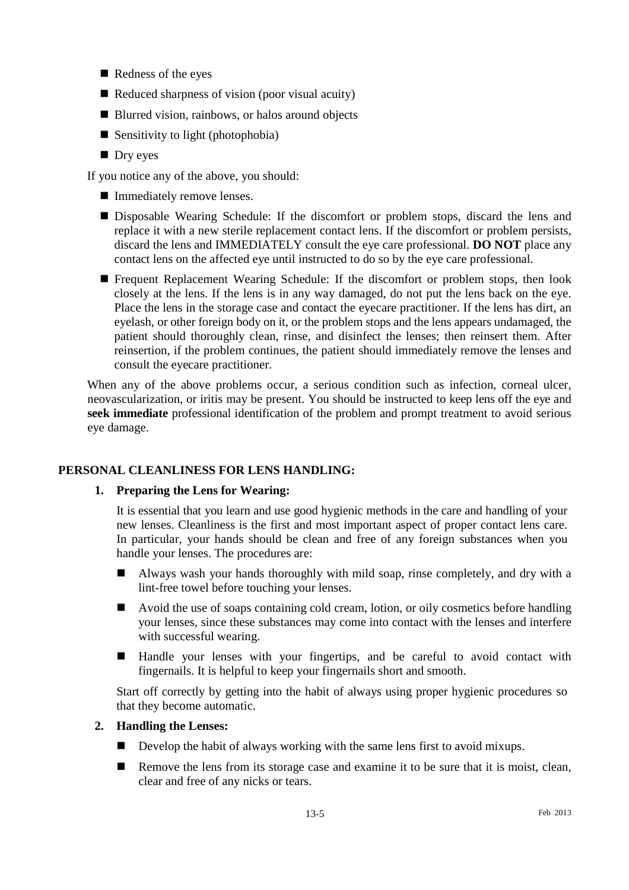- Redness of the eyes
- Reduced sharpness of vision (poor visual acuity)
- Blurred vision, rainbows, or halos around objects
- Sensitivity to light (photophobia)
- Dry eyes

If you notice any of the above, you should:

- Immediately remove lenses.
- Disposable Wearing Schedule: If the discomfort or problem stops, discard the lens and replace it with a new sterile replacement contact lens. If the discomfort or problem persists, discard the lens and IMMEDIATELY consult the eye care professional. **DO NOT** place any contact lens on the affected eye until instructed to do so by the eye care professional.
- Frequent Replacement Wearing Schedule: If the discomfort or problem stops, then look closely at the lens. If the lens is in any way damaged, do not put the lens back on the eye. Place the lens in the storage case and contact the eyecare practitioner. If the lens has dirt, an eyelash, or other foreign body on it, or the problem stops and the lens appears undamaged, the patient should thoroughly clean, rinse, and disinfect the lenses; then reinsert them. After reinsertion, if the problem continues, the patient should immediately remove the lenses and consult the eyecare practitioner.

When any of the above problems occur, a serious condition such as infection, corneal ulcer, neovascularization, or iritis may be present. You should be instructed to keep lens off the eye and **seek immediate** professional identification of the problem and prompt treatment to avoid serious eye damage.

## PERSONAL CLEANLINESS FOR LENS HANDLING:

### 1. Preparing the Lens for Wearing:

It is essential that you learn and use good hygienic methods in the care and handling of your new lenses. Cleanliness is the first and most important aspect of proper contact lens care. In particular, your hands should be clean and free of any foreign substances when you handle your lenses. The procedures are:

- Always wash your hands thoroughly with mild soap, rinse completely, and dry with a lint-free towel before touching your lenses.
- Avoid the use of soaps containing cold cream, lotion, or oily cosmetics before handling your lenses, since these substances may come into contact with the lenses and interfere with successful wearing.
- Handle your lenses with your fingertips, and be careful to avoid contact with fingernails. It is helpful to keep your fingernails short and smooth.

Start off correctly by getting into the habit of always using proper hygienic procedures so that they become automatic.

### 2. Handling the Lenses:

- Develop the habit of always working with the same lens first to avoid mixups.
- Remove the lens from its storage case and examine it to be sure that it is moist, clean, clear and free of any nicks or tears.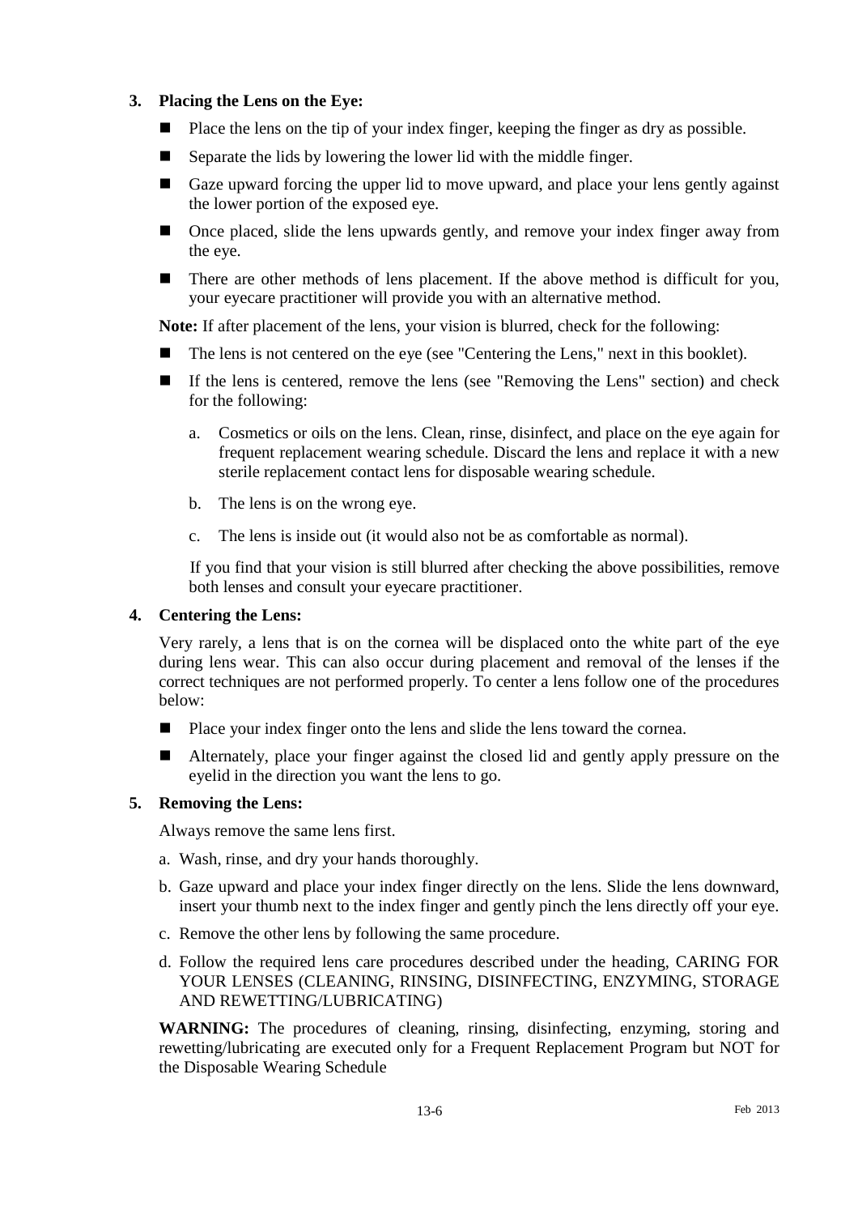**3. Placing the Lens on the Eye:**

- Place the lens on the tip of your index finger, keeping the finger as dry as possible.
- Separate the lids by lowering the lower lid with the middle finger.
- Gaze upward forcing the upper lid to move upward, and place your lens gently against the lower portion of the exposed eye.
- Once placed, slide the lens upwards gently, and remove your index finger away from the eye.
- There are other methods of lens placement. If the above method is difficult for you, your eyecare practitioner will provide you with an alternative method.

**Note:** If after placement of the lens, your vision is blurred, check for the following:

- The lens is not centered on the eye (see "Centering the Lens," next in this booklet).
- If the lens is centered, remove the lens (see "Removing the Lens" section) and check for the following:

  a. Cosmetics or oils on the lens. Clean, rinse, disinfect, and place on the eye again for frequent replacement wearing schedule. Discard the lens and replace it with a new sterile replacement contact lens for disposable wearing schedule.

  b. The lens is on the wrong eye.

  c. The lens is inside out (it would also not be as comfortable as normal).

  If you find that your vision is still blurred after checking the above possibilities, remove both lenses and consult your eyecare practitioner.

**4. Centering the Lens:**

Very rarely, a lens that is on the cornea will be displaced onto the white part of the eye during lens wear. This can also occur during placement and removal of the lenses if the correct techniques are not performed properly. To center a lens follow one of the procedures below:

- Place your index finger onto the lens and slide the lens toward the cornea.
- Alternately, place your finger against the closed lid and gently apply pressure on the eyelid in the direction you want the lens to go.

**5. Removing the Lens:**

Always remove the same lens first.

a. Wash, rinse, and dry your hands thoroughly.

b. Gaze upward and place your index finger directly on the lens. Slide the lens downward, insert your thumb next to the index finger and gently pinch the lens directly off your eye.

c. Remove the other lens by following the same procedure.

d. Follow the required lens care procedures described under the heading, CARING FOR YOUR LENSES (CLEANING, RINSING, DISINFECTING, ENZYMING, STORAGE AND REWETTING/LUBRICATING)

**WARNING:** The procedures of cleaning, rinsing, disinfecting, enzyming, storing and rewetting/lubricating are executed only for a Frequent Replacement Program but NOT for the Disposable Wearing Schedule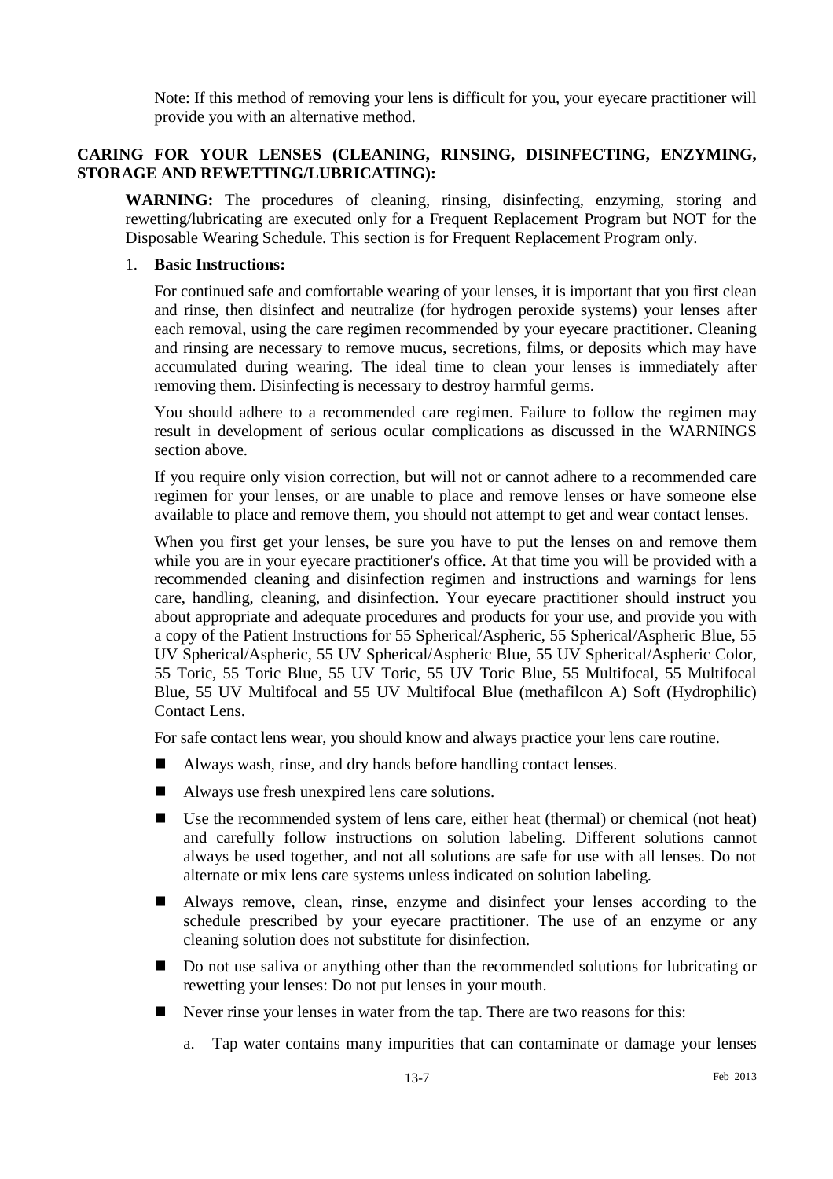Note: If this method of removing your lens is difficult for you, your eyecare practitioner will provide you with an alternative method.

## CARING FOR YOUR LENSES (CLEANING, RINSING, DISINFECTING, ENZYMING, STORAGE AND REWETTING/LUBRICATING):

**WARNING:** The procedures of cleaning, rinsing, disinfecting, enzyming, storing and rewetting/lubricating are executed only for a Frequent Replacement Program but NOT for the Disposable Wearing Schedule. This section is for Frequent Replacement Program only.

1. **Basic Instructions:**

   For continued safe and comfortable wearing of your lenses, it is important that you first clean and rinse, then disinfect and neutralize (for hydrogen peroxide systems) your lenses after each removal, using the care regimen recommended by your eyecare practitioner. Cleaning and rinsing are necessary to remove mucus, secretions, films, or deposits which may have accumulated during wearing. The ideal time to clean your lenses is immediately after removing them. Disinfecting is necessary to destroy harmful germs.

   You should adhere to a recommended care regimen. Failure to follow the regimen may result in development of serious ocular complications as discussed in the WARNINGS section above.

   If you require only vision correction, but will not or cannot adhere to a recommended care regimen for your lenses, or are unable to place and remove lenses or have someone else available to place and remove them, you should not attempt to get and wear contact lenses.

   When you first get your lenses, be sure you have to put the lenses on and remove them while you are in your eyecare practitioner's office. At that time you will be provided with a recommended cleaning and disinfection regimen and instructions and warnings for lens care, handling, cleaning, and disinfection. Your eyecare practitioner should instruct you about appropriate and adequate procedures and products for your use, and provide you with a copy of the Patient Instructions for 55 Spherical/Aspheric, 55 Spherical/Aspheric Blue, 55 UV Spherical/Aspheric, 55 UV Spherical/Aspheric Blue, 55 UV Spherical/Aspheric Color, 55 Toric, 55 Toric Blue, 55 UV Toric, 55 UV Toric Blue, 55 Multifocal, 55 Multifocal Blue, 55 UV Multifocal and 55 UV Multifocal Blue (methafilcon A) Soft (Hydrophilic) Contact Lens.

   For safe contact lens wear, you should know and always practice your lens care routine.

   - Always wash, rinse, and dry hands before handling contact lenses.
   - Always use fresh unexpired lens care solutions.
   - Use the recommended system of lens care, either heat (thermal) or chemical (not heat) and carefully follow instructions on solution labeling. Different solutions cannot always be used together, and not all solutions are safe for use with all lenses. Do not alternate or mix lens care systems unless indicated on solution labeling.
   - Always remove, clean, rinse, enzyme and disinfect your lenses according to the schedule prescribed by your eyecare practitioner. The use of an enzyme or any cleaning solution does not substitute for disinfection.
   - Do not use saliva or anything other than the recommended solutions for lubricating or rewetting your lenses: Do not put lenses in your mouth.
   - Never rinse your lenses in water from the tap. There are two reasons for this:

     a. Tap water contains many impurities that can contaminate or damage your lenses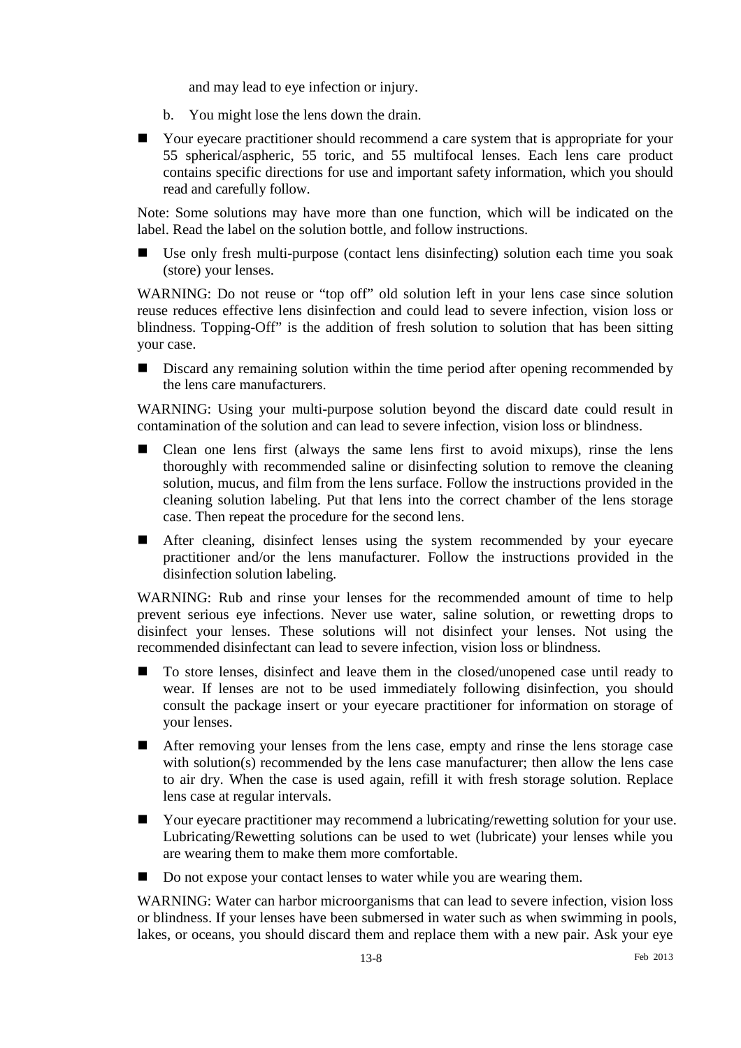and may lead to eye infection or injury.

b. You might lose the lens down the drain.

- Your eyecare practitioner should recommend a care system that is appropriate for your 55 spherical/aspheric, 55 toric, and 55 multifocal lenses. Each lens care product contains specific directions for use and important safety information, which you should read and carefully follow.

Note: Some solutions may have more than one function, which will be indicated on the label. Read the label on the solution bottle, and follow instructions.

- Use only fresh multi-purpose (contact lens disinfecting) solution each time you soak (store) your lenses.

WARNING: Do not reuse or "top off" old solution left in your lens case since solution reuse reduces effective lens disinfection and could lead to severe infection, vision loss or blindness. Topping-Off" is the addition of fresh solution to solution that has been sitting your case.

- Discard any remaining solution within the time period after opening recommended by the lens care manufacturers.

WARNING: Using your multi-purpose solution beyond the discard date could result in contamination of the solution and can lead to severe infection, vision loss or blindness.

- Clean one lens first (always the same lens first to avoid mixups), rinse the lens thoroughly with recommended saline or disinfecting solution to remove the cleaning solution, mucus, and film from the lens surface. Follow the instructions provided in the cleaning solution labeling. Put that lens into the correct chamber of the lens storage case. Then repeat the procedure for the second lens.

- After cleaning, disinfect lenses using the system recommended by your eyecare practitioner and/or the lens manufacturer. Follow the instructions provided in the disinfection solution labeling.

WARNING: Rub and rinse your lenses for the recommended amount of time to help prevent serious eye infections. Never use water, saline solution, or rewetting drops to disinfect your lenses. These solutions will not disinfect your lenses. Not using the recommended disinfectant can lead to severe infection, vision loss or blindness.

- To store lenses, disinfect and leave them in the closed/unopened case until ready to wear. If lenses are not to be used immediately following disinfection, you should consult the package insert or your eyecare practitioner for information on storage of your lenses.

- After removing your lenses from the lens case, empty and rinse the lens storage case with solution(s) recommended by the lens case manufacturer; then allow the lens case to air dry. When the case is used again, refill it with fresh storage solution. Replace lens case at regular intervals.

- Your eyecare practitioner may recommend a lubricating/rewetting solution for your use. Lubricating/Rewetting solutions can be used to wet (lubricate) your lenses while you are wearing them to make them more comfortable.

- Do not expose your contact lenses to water while you are wearing them.

WARNING: Water can harbor microorganisms that can lead to severe infection, vision loss or blindness. If your lenses have been submersed in water such as when swimming in pools, lakes, or oceans, you should discard them and replace them with a new pair. Ask your eye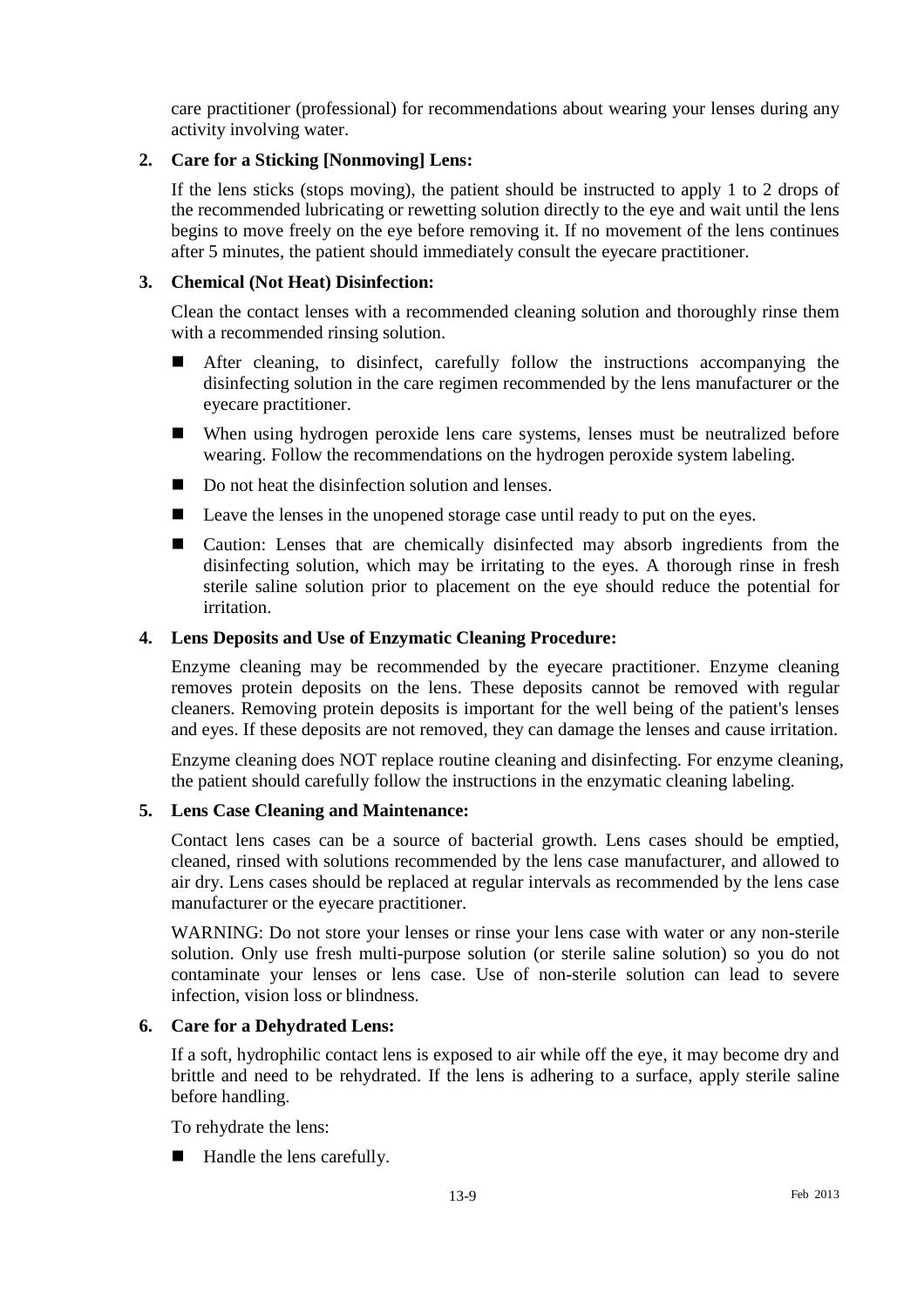care practitioner (professional) for recommendations about wearing your lenses during any activity involving water.

**2. Care for a Sticking [Nonmoving] Lens:**

If the lens sticks (stops moving), the patient should be instructed to apply 1 to 2 drops of the recommended lubricating or rewetting solution directly to the eye and wait until the lens begins to move freely on the eye before removing it. If no movement of the lens continues after 5 minutes, the patient should immediately consult the eyecare practitioner.

**3. Chemical (Not Heat) Disinfection:**

Clean the contact lenses with a recommended cleaning solution and thoroughly rinse them with a recommended rinsing solution.

- After cleaning, to disinfect, carefully follow the instructions accompanying the disinfecting solution in the care regimen recommended by the lens manufacturer or the eyecare practitioner.
- When using hydrogen peroxide lens care systems, lenses must be neutralized before wearing. Follow the recommendations on the hydrogen peroxide system labeling.
- Do not heat the disinfection solution and lenses.
- Leave the lenses in the unopened storage case until ready to put on the eyes.
- Caution: Lenses that are chemically disinfected may absorb ingredients from the disinfecting solution, which may be irritating to the eyes. A thorough rinse in fresh sterile saline solution prior to placement on the eye should reduce the potential for irritation.

**4. Lens Deposits and Use of Enzymatic Cleaning Procedure:**

Enzyme cleaning may be recommended by the eyecare practitioner. Enzyme cleaning removes protein deposits on the lens. These deposits cannot be removed with regular cleaners. Removing protein deposits is important for the well being of the patient's lenses and eyes. If these deposits are not removed, they can damage the lenses and cause irritation.

Enzyme cleaning does NOT replace routine cleaning and disinfecting. For enzyme cleaning, the patient should carefully follow the instructions in the enzymatic cleaning labeling.

**5. Lens Case Cleaning and Maintenance:**

Contact lens cases can be a source of bacterial growth. Lens cases should be emptied, cleaned, rinsed with solutions recommended by the lens case manufacturer, and allowed to air dry. Lens cases should be replaced at regular intervals as recommended by the lens case manufacturer or the eyecare practitioner.

WARNING: Do not store your lenses or rinse your lens case with water or any non-sterile solution. Only use fresh multi-purpose solution (or sterile saline solution) so you do not contaminate your lenses or lens case. Use of non-sterile solution can lead to severe infection, vision loss or blindness.

**6. Care for a Dehydrated Lens:**

If a soft, hydrophilic contact lens is exposed to air while off the eye, it may become dry and brittle and need to be rehydrated. If the lens is adhering to a surface, apply sterile saline before handling.

To rehydrate the lens:

- Handle the lens carefully.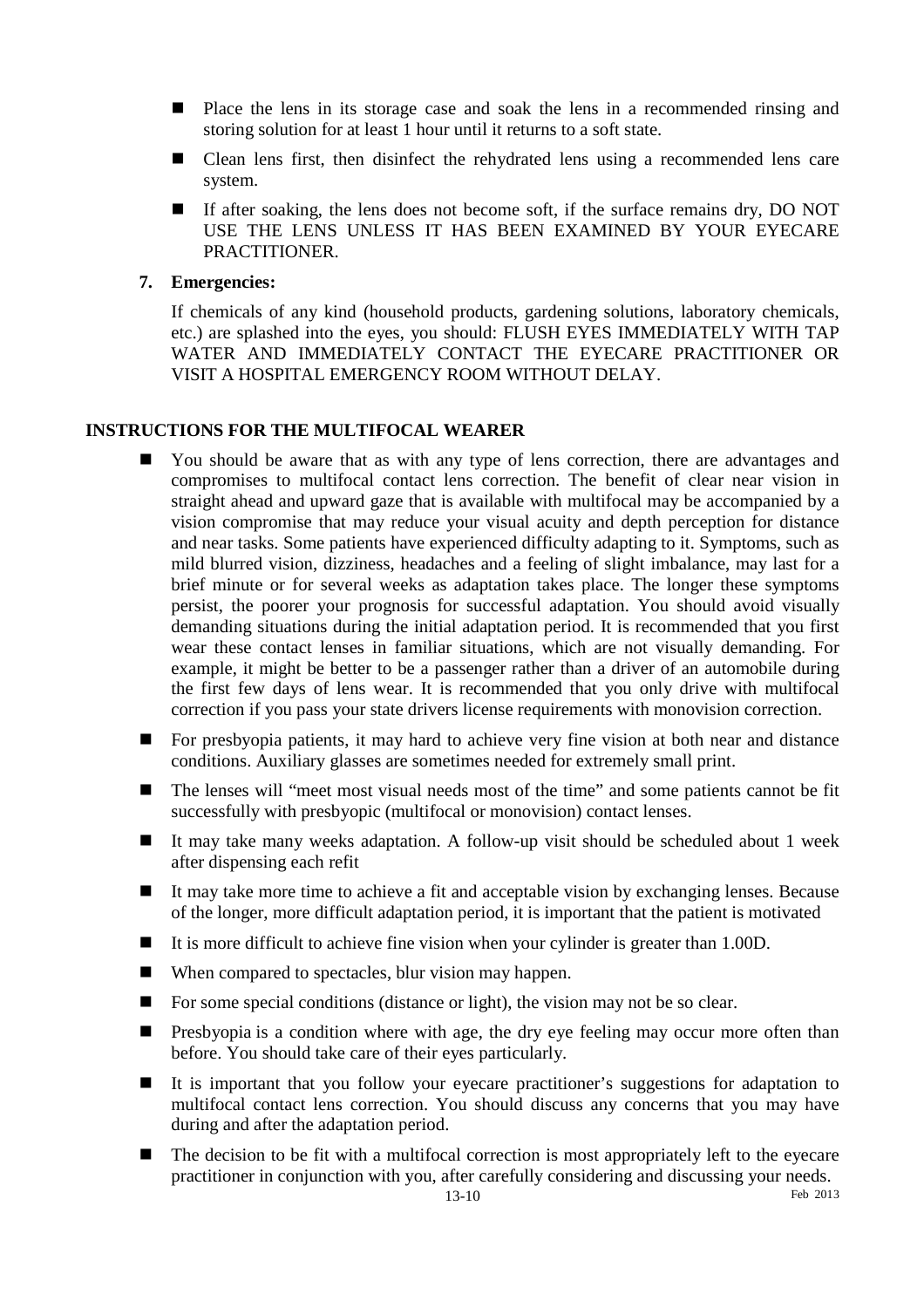- Place the lens in its storage case and soak the lens in a recommended rinsing and storing solution for at least 1 hour until it returns to a soft state.
- Clean lens first, then disinfect the rehydrated lens using a recommended lens care system.
- If after soaking, the lens does not become soft, if the surface remains dry, DO NOT USE THE LENS UNLESS IT HAS BEEN EXAMINED BY YOUR EYECARE PRACTITIONER.

**7. Emergencies:**

If chemicals of any kind (household products, gardening solutions, laboratory chemicals, etc.) are splashed into the eyes, you should: FLUSH EYES IMMEDIATELY WITH TAP WATER AND IMMEDIATELY CONTACT THE EYECARE PRACTITIONER OR VISIT A HOSPITAL EMERGENCY ROOM WITHOUT DELAY.

## INSTRUCTIONS FOR THE MULTIFOCAL WEARER

- You should be aware that as with any type of lens correction, there are advantages and compromises to multifocal contact lens correction. The benefit of clear near vision in straight ahead and upward gaze that is available with multifocal may be accompanied by a vision compromise that may reduce your visual acuity and depth perception for distance and near tasks. Some patients have experienced difficulty adapting to it. Symptoms, such as mild blurred vision, dizziness, headaches and a feeling of slight imbalance, may last for a brief minute or for several weeks as adaptation takes place. The longer these symptoms persist, the poorer your prognosis for successful adaptation. You should avoid visually demanding situations during the initial adaptation period. It is recommended that you first wear these contact lenses in familiar situations, which are not visually demanding. For example, it might be better to be a passenger rather than a driver of an automobile during the first few days of lens wear. It is recommended that you only drive with multifocal correction if you pass your state drivers license requirements with monovision correction.
- For presbyopia patients, it may hard to achieve very fine vision at both near and distance conditions. Auxiliary glasses are sometimes needed for extremely small print.
- The lenses will "meet most visual needs most of the time" and some patients cannot be fit successfully with presbyopic (multifocal or monovision) contact lenses.
- It may take many weeks adaptation. A follow-up visit should be scheduled about 1 week after dispensing each refit
- It may take more time to achieve a fit and acceptable vision by exchanging lenses. Because of the longer, more difficult adaptation period, it is important that the patient is motivated
- It is more difficult to achieve fine vision when your cylinder is greater than 1.00D.
- When compared to spectacles, blur vision may happen.
- For some special conditions (distance or light), the vision may not be so clear.
- Presbyopia is a condition where with age, the dry eye feeling may occur more often than before. You should take care of their eyes particularly.
- It is important that you follow your eyecare practitioner's suggestions for adaptation to multifocal contact lens correction. You should discuss any concerns that you may have during and after the adaptation period.
- The decision to be fit with a multifocal correction is most appropriately left to the eyecare practitioner in conjunction with you, after carefully considering and discussing your needs.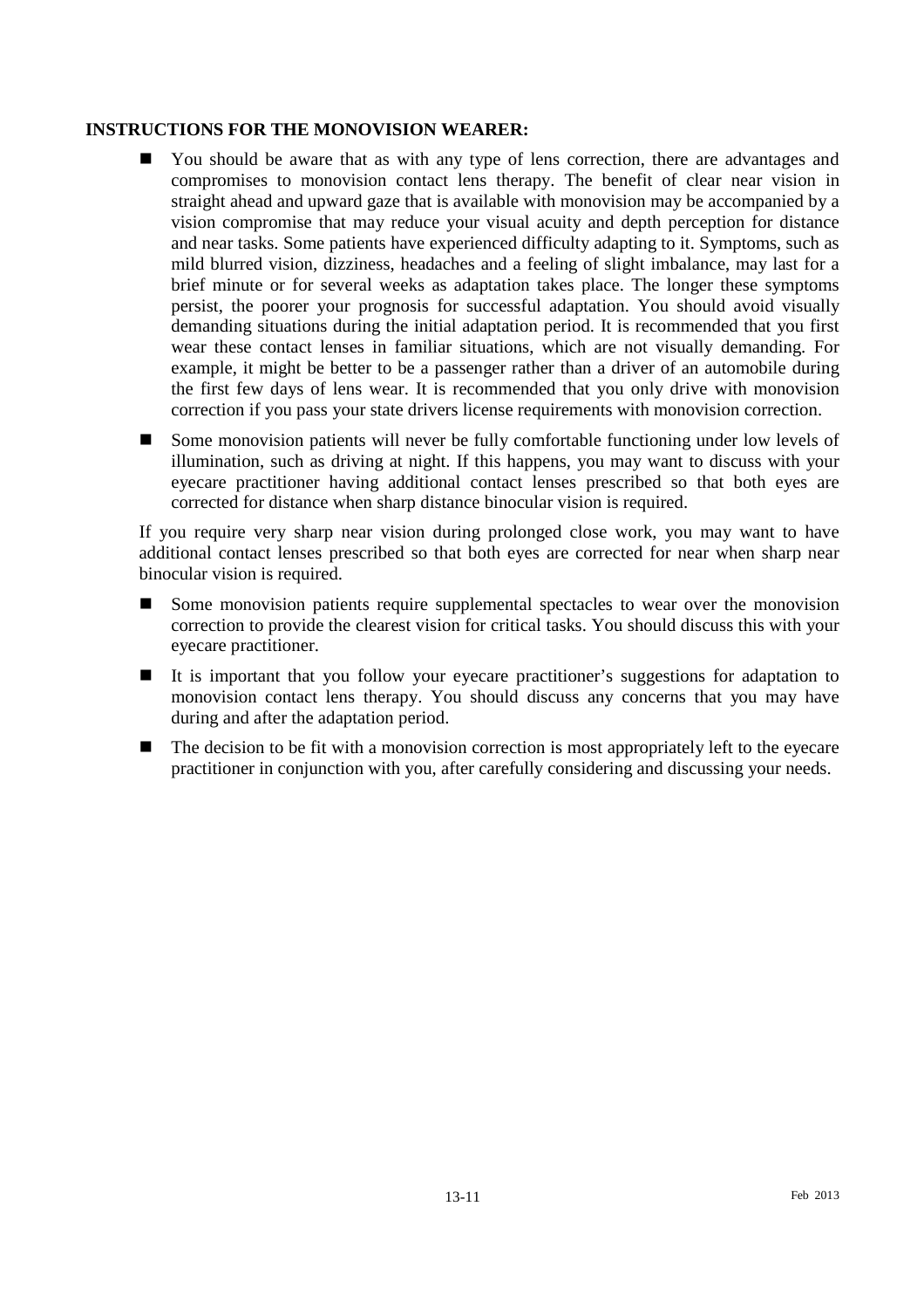**INSTRUCTIONS FOR THE MONOVISION WEARER:**

- You should be aware that as with any type of lens correction, there are advantages and compromises to monovision contact lens therapy. The benefit of clear near vision in straight ahead and upward gaze that is available with monovision may be accompanied by a vision compromise that may reduce your visual acuity and depth perception for distance and near tasks. Some patients have experienced difficulty adapting to it. Symptoms, such as mild blurred vision, dizziness, headaches and a feeling of slight imbalance, may last for a brief minute or for several weeks as adaptation takes place. The longer these symptoms persist, the poorer your prognosis for successful adaptation. You should avoid visually demanding situations during the initial adaptation period. It is recommended that you first wear these contact lenses in familiar situations, which are not visually demanding. For example, it might be better to be a passenger rather than a driver of an automobile during the first few days of lens wear. It is recommended that you only drive with monovision correction if you pass your state drivers license requirements with monovision correction.
- Some monovision patients will never be fully comfortable functioning under low levels of illumination, such as driving at night. If this happens, you may want to discuss with your eyecare practitioner having additional contact lenses prescribed so that both eyes are corrected for distance when sharp distance binocular vision is required.

  If you require very sharp near vision during prolonged close work, you may want to have additional contact lenses prescribed so that both eyes are corrected for near when sharp near binocular vision is required.

- Some monovision patients require supplemental spectacles to wear over the monovision correction to provide the clearest vision for critical tasks. You should discuss this with your eyecare practitioner.
- It is important that you follow your eyecare practitioner's suggestions for adaptation to monovision contact lens therapy. You should discuss any concerns that you may have during and after the adaptation period.
- The decision to be fit with a monovision correction is most appropriately left to the eyecare practitioner in conjunction with you, after carefully considering and discussing your needs.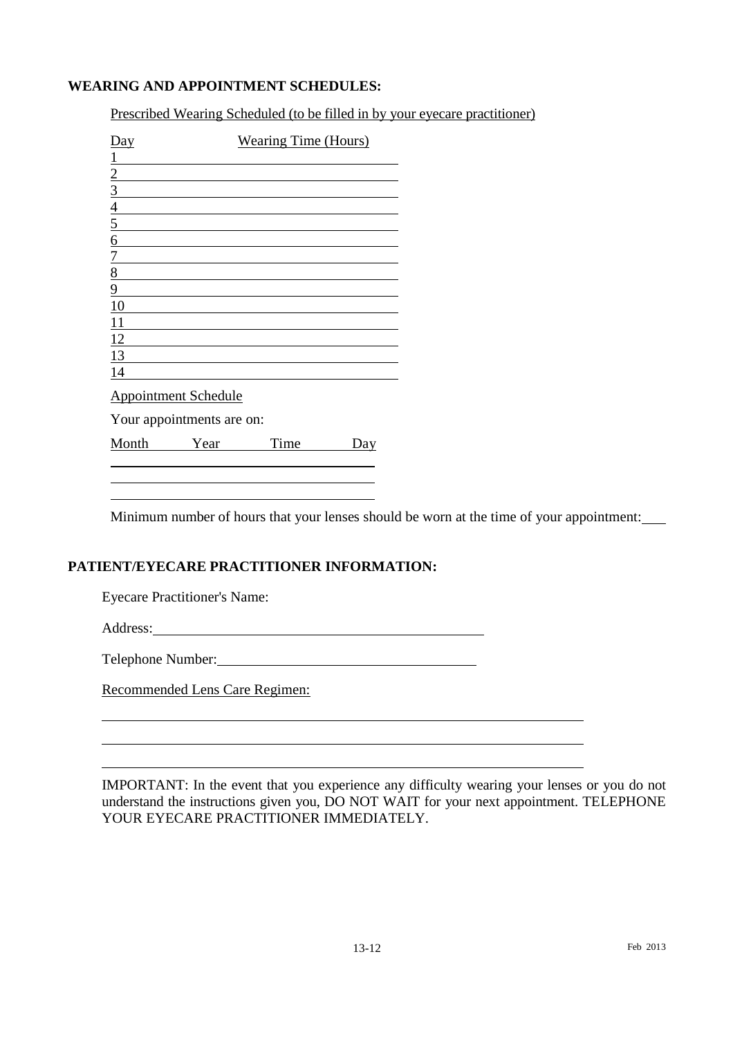**WEARING AND APPOINTMENT SCHEDULES:**

Prescribed Wearing Scheduled (to be filled in by your eyecare practitioner)

| Day | Wearing Time (Hours) |
|---|---|
| 1 | |
| 2 | |
| 3 | |
| 4 | |
| 5 | |
| 6 | |
| 7 | |
| 8 | |
| 9 | |
| 10 | |
| 11 | |
| 12 | |
| 13 | |
| 14 | |

Appointment Schedule

Your appointments are on:

| Month | Year | Time | Day |
|---|---|---|---|
| | | | |
| | | | |
| | | | |

Minimum number of hours that your lenses should be worn at the time of your appointment: ___

**PATIENT/EYECARE PRACTITIONER INFORMATION:**

Eyecare Practitioner's Name:

Address: ______________________________

Telephone Number: ______________________________

Recommended Lens Care Regimen:

______________________________

______________________________

______________________________

IMPORTANT: In the event that you experience any difficulty wearing your lenses or you do not understand the instructions given you, DO NOT WAIT for your next appointment. TELEPHONE YOUR EYECARE PRACTITIONER IMMEDIATELY.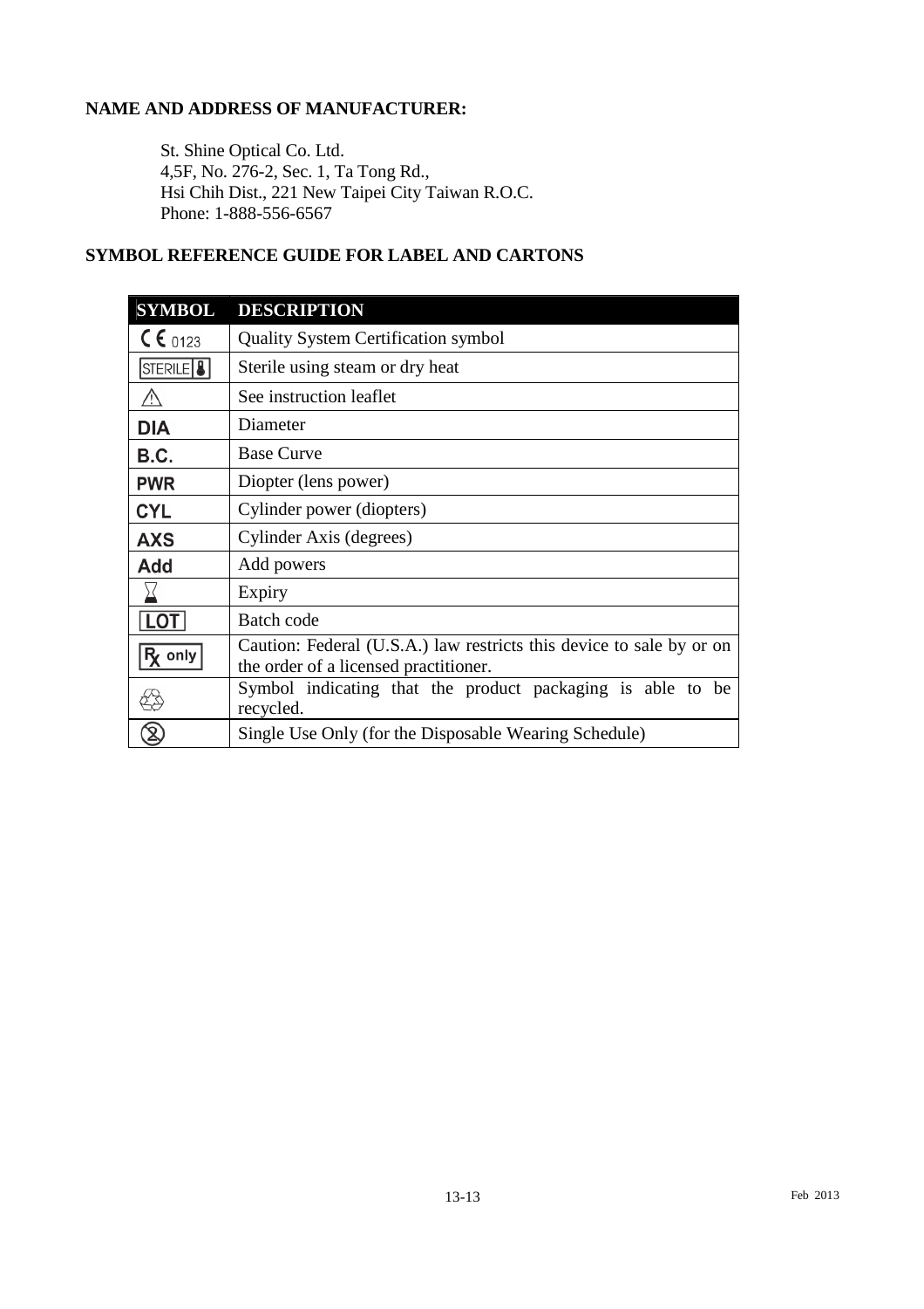**NAME AND ADDRESS OF MANUFACTURER:**

St. Shine Optical Co. Ltd.
4,5F, No. 276-2, Sec. 1, Ta Tong Rd.,
Hsi Chih Dist., 221 New Taipei City Taiwan R.O.C.
Phone: 1-888-556-6567

**SYMBOL REFERENCE GUIDE FOR LABEL AND CARTONS**

| SYMBOL | DESCRIPTION |
|---|---|
| CE 0123 | Quality System Certification symbol |
| STERILE | Sterile using steam or dry heat |
| ⚠ | See instruction leaflet |
| DIA | Diameter |
| B.C. | Base Curve |
| PWR | Diopter (lens power) |
| CYL | Cylinder power (diopters) |
| AXS | Cylinder Axis (degrees) |
| Add | Add powers |
| ⌛ | Expiry |
| LOT | Batch code |
| Rx only | Caution: Federal (U.S.A.) law restricts this device to sale by or on the order of a licensed practitioner. |
| ♲ | Symbol indicating that the product packaging is able to be recycled. |
| ② | Single Use Only (for the Disposable Wearing Schedule) |

Feb 2013